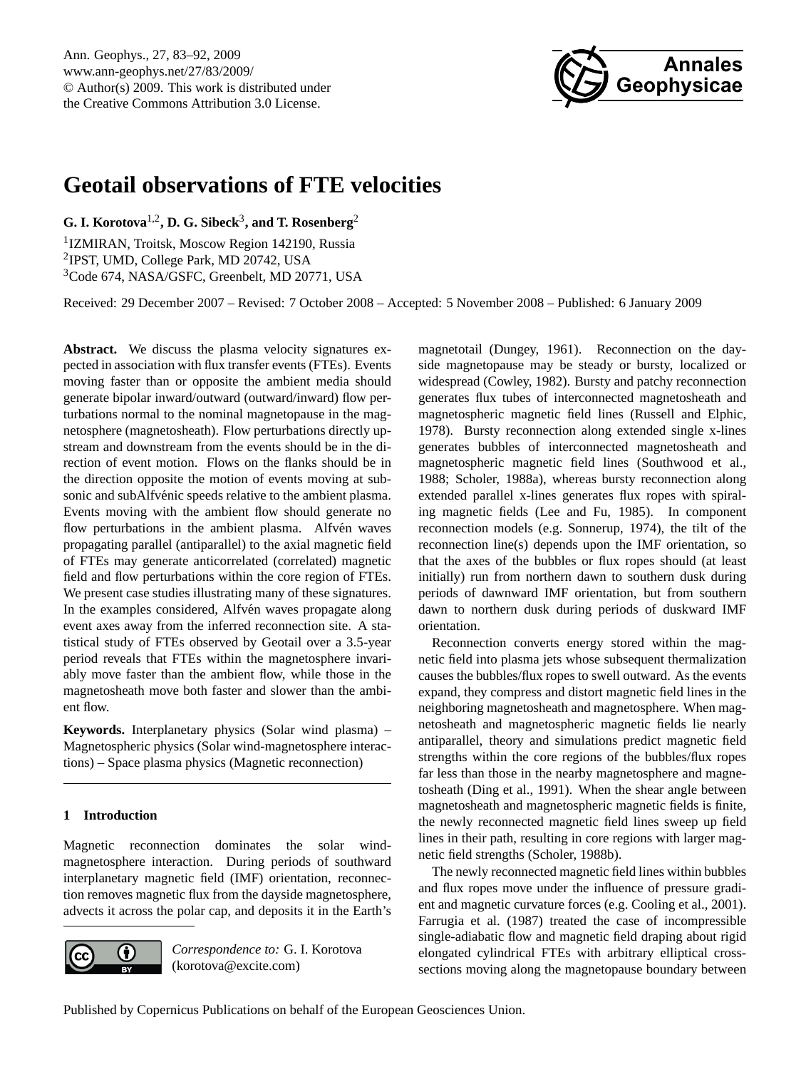# Geotail observations of FTE velocities

**G. I. Korotova[1,2], D. G. Sibeck[3], and T. Rosenberg[2]**

[1]IZMIRAN, Troitsk, Moscow Region 142190, Russia
[2]IPST, UMD, College Park, MD 20742, USA
[3]Code 674, NASA/GSFC, Greenbelt, MD 20771, USA

Received: 29 December 2007 – Revised: 7 October 2008 – Accepted: 5 November 2008 – Published: 6 January 2009

**Abstract.** We discuss the plasma velocity signatures expected in association with flux transfer events (FTEs). Events moving faster than or opposite the ambient media should generate bipolar inward/outward (outward/inward) flow perturbations normal to the nominal magnetopause in the magnetosphere (magnetosheath). Flow perturbations directly upstream and downstream from the events should be in the direction of event motion. Flows on the flanks should be in the direction opposite the motion of events moving at subsonic and subAlfvénic speeds relative to the ambient plasma. Events moving with the ambient flow should generate no flow perturbations in the ambient plasma. Alfvén waves propagating parallel (antiparallel) to the axial magnetic field of FTEs may generate anticorrelated (correlated) magnetic field and flow perturbations within the core region of FTEs. We present case studies illustrating many of these signatures. In the examples considered, Alfvén waves propagate along event axes away from the inferred reconnection site. A statistical study of FTEs observed by Geotail over a 3.5-year period reveals that FTEs within the magnetosphere invariably move faster than the ambient flow, while those in the magnetosheath move both faster and slower than the ambient flow.

**Keywords.** Interplanetary physics (Solar wind plasma) – Magnetospheric physics (Solar wind-magnetosphere interactions) – Space plasma physics (Magnetic reconnection)

## 1 Introduction

Magnetic reconnection dominates the solar wind-magnetosphere interaction. During periods of southward interplanetary magnetic field (IMF) orientation, reconnection removes magnetic flux from the dayside magnetosphere, advects it across the polar cap, and deposits it in the Earth's magnetotail (Dungey, 1961). Reconnection on the dayside magnetopause may be steady or bursty, localized or widespread (Cowley, 1982). Bursty and patchy reconnection generates flux tubes of interconnected magnetosheath and magnetospheric magnetic field lines (Russell and Elphic, 1978). Bursty reconnection along extended single x-lines generates bubbles of interconnected magnetosheath and magnetospheric magnetic field lines (Southwood et al., 1988; Scholer, 1988a), whereas bursty reconnection along extended parallel x-lines generates flux ropes with spiraling magnetic fields (Lee and Fu, 1985). In component reconnection models (e.g. Sonnerup, 1974), the tilt of the reconnection line(s) depends upon the IMF orientation, so that the axes of the bubbles or flux ropes should (at least initially) run from northern dawn to southern dusk during periods of dawnward IMF orientation, but from southern dawn to northern dusk during periods of duskward IMF orientation.

Reconnection converts energy stored within the magnetic field into plasma jets whose subsequent thermalization causes the bubbles/flux ropes to swell outward. As the events expand, they compress and distort magnetic field lines in the neighboring magnetosheath and magnetosphere. When magnetosheath and magnetospheric magnetic fields lie nearly antiparallel, theory and simulations predict magnetic field strengths within the core regions of the bubbles/flux ropes far less than those in the nearby magnetosphere and magnetosheath (Ding et al., 1991). When the shear angle between magnetosheath and magnetospheric magnetic fields is finite, the newly reconnected magnetic field lines sweep up field lines in their path, resulting in core regions with larger magnetic field strengths (Scholer, 1988b).

The newly reconnected magnetic field lines within bubbles and flux ropes move under the influence of pressure gradient and magnetic curvature forces (e.g. Cooling et al., 2001). Farrugia et al. (1987) treated the case of incompressible single-adiabatic flow and magnetic field draping about rigid elongated cylindrical FTEs with arbitrary elliptical cross-sections moving along the magnetopause boundary between

*Correspondence to:* G. I. Korotova (korotova@excite.com)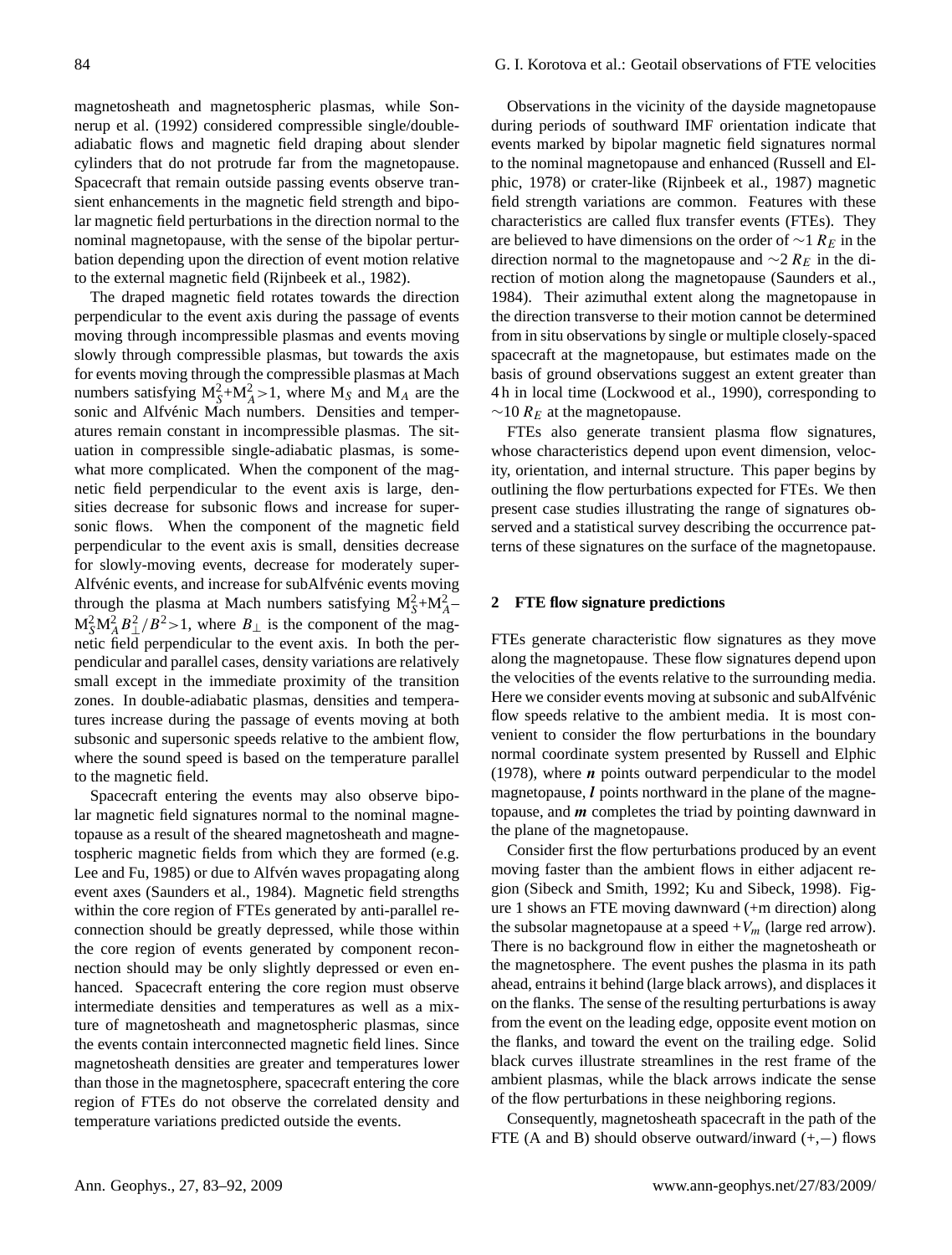magnetosheath and magnetospheric plasmas, while Sonnerup et al. (1992) considered compressible single/double-adiabatic flows and magnetic field draping about slender cylinders that do not protrude far from the magnetopause. Spacecraft that remain outside passing events observe transient enhancements in the magnetic field strength and bipolar magnetic field perturbations in the direction normal to the nominal magnetopause, with the sense of the bipolar perturbation depending upon the direction of event motion relative to the external magnetic field (Rijnbeek et al., 1982).

The draped magnetic field rotates towards the direction perpendicular to the event axis during the passage of events moving through incompressible plasmas and events moving slowly through compressible plasmas, but towards the axis for events moving through the compressible plasmas at Mach numbers satisfying $M_S^2+M_A^2>1$, where $M_S$ and $M_A$ are the sonic and Alfvénic Mach numbers. Densities and temperatures remain constant in incompressible plasmas. The situation in compressible single-adiabatic plasmas, is somewhat more complicated. When the component of the magnetic field perpendicular to the event axis is large, densities decrease for subsonic flows and increase for supersonic flows. When the component of the magnetic field perpendicular to the event axis is small, densities decrease for slowly-moving events, decrease for moderately super-Alfvénic events, and increase for subAlfvénic events moving through the plasma at Mach numbers satisfying $M_S^2+M_A^2-M_S^2M_A^2B_\perp^2/B^2>1$, where $B_\perp$ is the component of the magnetic field perpendicular to the event axis. In both the perpendicular and parallel cases, density variations are relatively small except in the immediate proximity of the transition zones. In double-adiabatic plasmas, densities and temperatures increase during the passage of events moving at both subsonic and supersonic speeds relative to the ambient flow, where the sound speed is based on the temperature parallel to the magnetic field.

Spacecraft entering the events may also observe bipolar magnetic field signatures normal to the nominal magnetopause as a result of the sheared magnetosheath and magnetospheric magnetic fields from which they are formed (e.g. Lee and Fu, 1985) or due to Alfvén waves propagating along event axes (Saunders et al., 1984). Magnetic field strengths within the core region of FTEs generated by anti-parallel reconnection should be greatly depressed, while those within the core region of events generated by component reconnection should may be only slightly depressed or even enhanced. Spacecraft entering the core region must observe intermediate densities and temperatures as well as a mixture of magnetosheath and magnetospheric plasmas, since the events contain interconnected magnetic field lines. Since magnetosheath densities are greater and temperatures lower than those in the magnetosphere, spacecraft entering the core region of FTEs do not observe the correlated density and temperature variations predicted outside the events.

Observations in the vicinity of the dayside magnetopause during periods of southward IMF orientation indicate that events marked by bipolar magnetic field signatures normal to the nominal magnetopause and enhanced (Russell and Elphic, 1978) or crater-like (Rijnbeek et al., 1987) magnetic field strength variations are common. Features with these characteristics are called flux transfer events (FTEs). They are believed to have dimensions on the order of $\sim 1\,R_E$ in the direction normal to the magnetopause and $\sim 2\,R_E$ in the direction of motion along the magnetopause (Saunders et al., 1984). Their azimuthal extent along the magnetopause in the direction transverse to their motion cannot be determined from in situ observations by single or multiple closely-spaced spacecraft at the magnetopause, but estimates made on the basis of ground observations suggest an extent greater than 4 h in local time (Lockwood et al., 1990), corresponding to $\sim 10\,R_E$ at the magnetopause.

FTEs also generate transient plasma flow signatures, whose characteristics depend upon event dimension, velocity, orientation, and internal structure. This paper begins by outlining the flow perturbations expected for FTEs. We then present case studies illustrating the range of signatures observed and a statistical survey describing the occurrence patterns of these signatures on the surface of the magnetopause.

## 2 FTE flow signature predictions

FTEs generate characteristic flow signatures as they move along the magnetopause. These flow signatures depend upon the velocities of the events relative to the surrounding media. Here we consider events moving at subsonic and subAlfvénic flow speeds relative to the ambient media. It is most convenient to consider the flow perturbations in the boundary normal coordinate system presented by Russell and Elphic (1978), where $\boldsymbol{n}$ points outward perpendicular to the model magnetopause, $\boldsymbol{l}$ points northward in the plane of the magnetopause, and $\boldsymbol{m}$ completes the triad by pointing dawnward in the plane of the magnetopause.

Consider first the flow perturbations produced by an event moving faster than the ambient flows in either adjacent region (Sibeck and Smith, 1992; Ku and Sibeck, 1998). Figure 1 shows an FTE moving dawnward (+m direction) along the subsolar magnetopause at a speed $+V_m$ (large red arrow). There is no background flow in either the magnetosheath or the magnetosphere. The event pushes the plasma in its path ahead, entrains it behind (large black arrows), and displaces it on the flanks. The sense of the resulting perturbations is away from the event on the leading edge, opposite event motion on the flanks, and toward the event on the trailing edge. Solid black curves illustrate streamlines in the rest frame of the ambient plasmas, while the black arrows indicate the sense of the flow perturbations in these neighboring regions.

Consequently, magnetosheath spacecraft in the path of the FTE (A and B) should observe outward/inward (+,−) flows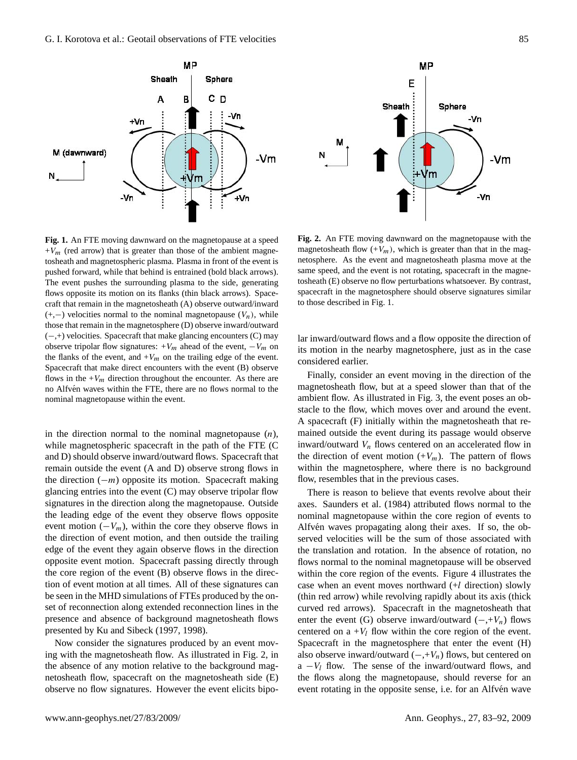**Fig. 1.** An FTE moving dawnward on the magnetopause at a speed $+V_m$ (red arrow) that is greater than those of the ambient magnetosheath and magnetospheric plasma. Plasma in front of the event is pushed forward, while that behind is entrained (bold black arrows). The event pushes the surrounding plasma to the side, generating flows opposite its motion on its flanks (thin black arrows). Spacecraft that remain in the magnetosheath (A) observe outward/inward $(+,-)$ velocities normal to the nominal magnetopause $(V_n)$, while those that remain in the magnetosphere (D) observe inward/outward $(-,+)$ velocities. Spacecraft that make glancing encounters (C) may observe tripolar flow signatures: $+V_m$ ahead of the event, $-V_m$ on the flanks of the event, and $+V_m$ on the trailing edge of the event. Spacecraft that make direct encounters with the event (B) observe flows in the $+V_m$ direction throughout the encounter. As there are no Alfvén waves within the FTE, there are no flows normal to the nominal magnetopause within the event.

**Fig. 2.** An FTE moving dawnward on the magnetopause with the magnetosheath flow $(+V_m)$, which is greater than that in the magnetosphere. As the event and magnetosheath plasma move at the same speed, and the event is not rotating, spacecraft in the magnetosheath (E) observe no flow perturbations whatsoever. By contrast, spacecraft in the magnetosphere should observe signatures similar to those described in Fig. 1.

in the direction normal to the nominal magnetopause ($n$), while magnetospheric spacecraft in the path of the FTE (C and D) should observe inward/outward flows. Spacecraft that remain outside the event (A and D) observe strong flows in the direction $(-m)$ opposite its motion. Spacecraft making glancing entries into the event (C) may observe tripolar flow signatures in the direction along the magnetopause. Outside the leading edge of the event they observe flows opposite event motion $(-V_m)$, within the core they observe flows in the direction of event motion, and then outside the trailing edge of the event they again observe flows in the direction opposite event motion. Spacecraft passing directly through the core region of the event (B) observe flows in the direction of event motion at all times. All of these signatures can be seen in the MHD simulations of FTEs produced by the onset of reconnection along extended reconnection lines in the presence and absence of background magnetosheath flows presented by Ku and Sibeck (1997, 1998).

Now consider the signatures produced by an event moving with the magnetosheath flow. As illustrated in Fig. 2, in the absence of any motion relative to the background magnetosheath flow, spacecraft on the magnetosheath side (E) observe no flow signatures. However the event elicits bipolar inward/outward flows and a flow opposite the direction of its motion in the nearby magnetosphere, just as in the case considered earlier.

Finally, consider an event moving in the direction of the magnetosheath flow, but at a speed slower than that of the ambient flow. As illustrated in Fig. 3, the event poses an obstacle to the flow, which moves over and around the event. A spacecraft (F) initially within the magnetosheath that remained outside the event during its passage would observe inward/outward $V_n$ flows centered on an accelerated flow in the direction of event motion $(+V_m)$. The pattern of flows within the magnetosphere, where there is no background flow, resembles that in the previous cases.

There is reason to believe that events revolve about their axes. Saunders et al. (1984) attributed flows normal to the nominal magnetopause within the core region of events to Alfvén waves propagating along their axes. If so, the observed velocities will be the sum of those associated with the translation and rotation. In the absence of rotation, no flows normal to the nominal magnetopause will be observed within the core region of the events. Figure 4 illustrates the case when an event moves northward ($+l$ direction) slowly (thin red arrow) while revolving rapidly about its axis (thick curved red arrows). Spacecraft in the magnetosheath that enter the event (G) observe inward/outward $(-,+V_n)$ flows centered on a $+V_l$ flow within the core region of the event. Spacecraft in the magnetosphere that enter the event (H) also observe inward/outward $(-,+V_n)$ flows, but centered on a $-V_l$ flow. The sense of the inward/outward flows, and the flows along the magnetopause, should reverse for an event rotating in the opposite sense, i.e. for an Alfvén wave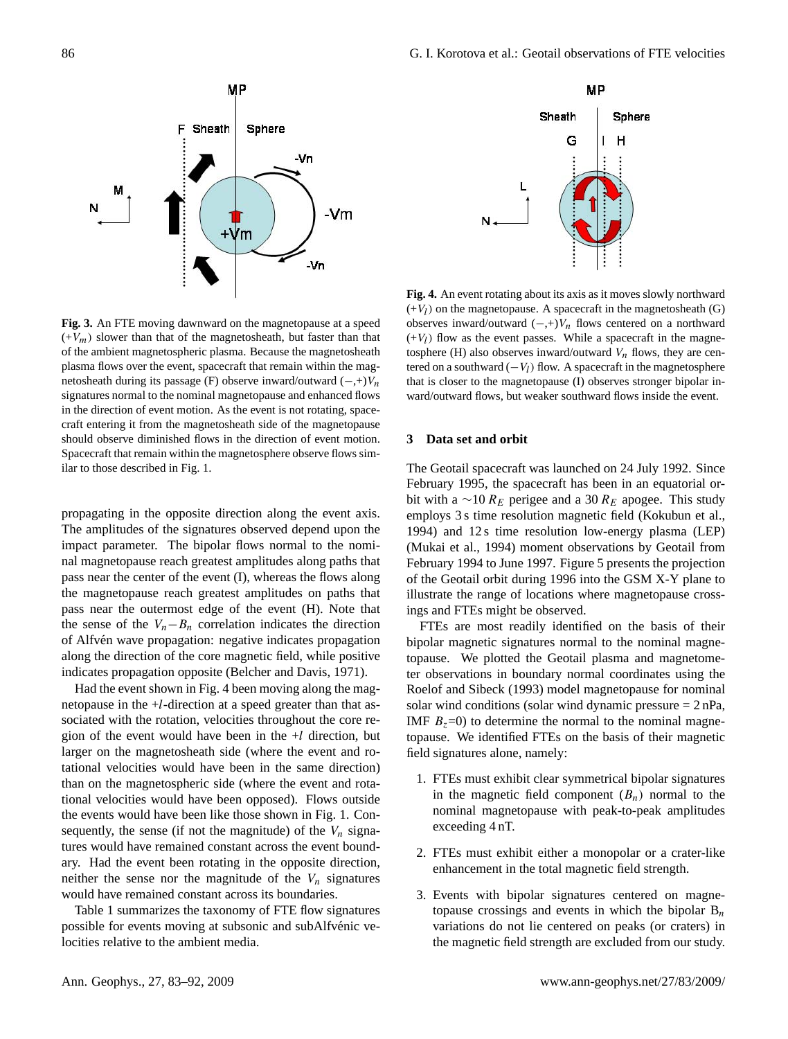**Fig. 3.** An FTE moving dawnward on the magnetopause at a speed ($+V_m$) slower than that of the magnetosheath, but faster than that of the ambient magnetospheric plasma. Because the magnetosheath plasma flows over the event, spacecraft that remain within the magnetosheath during its passage (F) observe inward/outward $(-,+)V_n$ signatures normal to the nominal magnetopause and enhanced flows in the direction of event motion. As the event is not rotating, spacecraft entering it from the magnetosheath side of the magnetopause should observe diminished flows in the direction of event motion. Spacecraft that remain within the magnetosphere observe flows similar to those described in Fig. 1.

**Fig. 4.** An event rotating about its axis as it moves slowly northward ($+V_l$) on the magnetopause. A spacecraft in the magnetosheath (G) observes inward/outward $(-,+)V_n$ flows centered on a northward ($+V_l$) flow as the event passes. While a spacecraft in the magnetosphere (H) also observes inward/outward $V_n$ flows, they are centered on a southward ($-V_l$) flow. A spacecraft in the magnetosphere that is closer to the magnetopause (I) observes stronger bipolar inward/outward flows, but weaker southward flows inside the event.

propagating in the opposite direction along the event axis. The amplitudes of the signatures observed depend upon the impact parameter. The bipolar flows normal to the nominal magnetopause reach greatest amplitudes along paths that pass near the center of the event (I), whereas the flows along the magnetopause reach greatest amplitudes on paths that pass near the outermost edge of the event (H). Note that the sense of the $V_n-B_n$ correlation indicates the direction of Alfvén wave propagation: negative indicates propagation along the direction of the core magnetic field, while positive indicates propagation opposite (Belcher and Davis, 1971).

Had the event shown in Fig. 4 been moving along the magnetopause in the $+l$-direction at a speed greater than that associated with the rotation, velocities throughout the core region of the event would have been in the $+l$ direction, but larger on the magnetosheath side (where the event and rotational velocities would have been in the same direction) than on the magnetospheric side (where the event and rotational velocities would have been opposed). Flows outside the events would have been like those shown in Fig. 1. Consequently, the sense (if not the magnitude) of the $V_n$ signatures would have remained constant across the event boundary. Had the event been rotating in the opposite direction, neither the sense nor the magnitude of the $V_n$ signatures would have remained constant across its boundaries.

Table 1 summarizes the taxonomy of FTE flow signatures possible for events moving at subsonic and subAlfvénic velocities relative to the ambient media.

## 3 Data set and orbit

The Geotail spacecraft was launched on 24 July 1992. Since February 1995, the spacecraft has been in an equatorial orbit with a $\sim$10 $R_E$ perigee and a 30 $R_E$ apogee. This study employs 3 s time resolution magnetic field (Kokubun et al., 1994) and 12 s time resolution low-energy plasma (LEP) (Mukai et al., 1994) moment observations by Geotail from February 1994 to June 1997. Figure 5 presents the projection of the Geotail orbit during 1996 into the GSM X-Y plane to illustrate the range of locations where magnetopause crossings and FTEs might be observed.

FTEs are most readily identified on the basis of their bipolar magnetic signatures normal to the nominal magnetopause. We plotted the Geotail plasma and magnetometer observations in boundary normal coordinates using the Roelof and Sibeck (1993) model magnetopause for nominal solar wind conditions (solar wind dynamic pressure = 2 nPa, IMF $B_z$=0) to determine the normal to the nominal magnetopause. We identified FTEs on the basis of their magnetic field signatures alone, namely:

1. FTEs must exhibit clear symmetrical bipolar signatures in the magnetic field component ($B_n$) normal to the nominal magnetopause with peak-to-peak amplitudes exceeding 4 nT.

2. FTEs must exhibit either a monopolar or a crater-like enhancement in the total magnetic field strength.

3. Events with bipolar signatures centered on magnetopause crossings and events in which the bipolar $B_n$ variations do not lie centered on peaks (or craters) in the magnetic field strength are excluded from our study.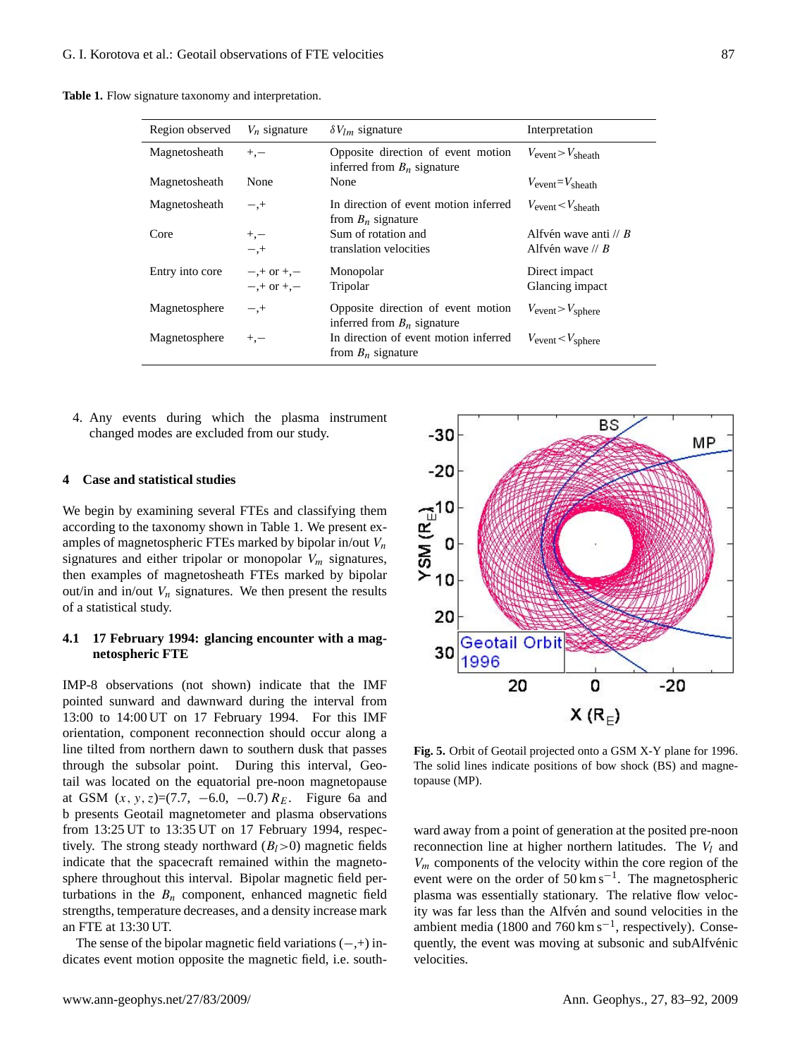**Table 1.** Flow signature taxonomy and interpretation.

| Region observed | $V_n$ signature | $\delta V_{lm}$ signature | Interpretation |
|---|---|---|---|
| Magnetosheath | +,− | Opposite direction of event motion inferred from $B_n$ signature | $V_{\text{event}} > V_{\text{sheath}}$ |
| Magnetosheath | None | None | $V_{\text{event}} = V_{\text{sheath}}$ |
| Magnetosheath | −,+ | In direction of event motion inferred from $B_n$ signature | $V_{\text{event}} < V_{\text{sheath}}$ |
| Core | +,− <br> −,+ | Sum of rotation and translation velocities | Alfvén wave anti // $B$ <br> Alfvén wave // $B$ |
| Entry into core | −,+ or +,− <br> −,+ or +,− | Monopolar <br> Tripolar | Direct impact <br> Glancing impact |
| Magnetosphere | −,+ | Opposite direction of event motion inferred from $B_n$ signature | $V_{\text{event}} > V_{\text{sphere}}$ |
| Magnetosphere | +,− | In direction of event motion inferred from $B_n$ signature | $V_{\text{event}} < V_{\text{sphere}}$ |

4. Any events during which the plasma instrument changed modes are excluded from our study.

## 4 Case and statistical studies

We begin by examining several FTEs and classifying them according to the taxonomy shown in Table 1. We present examples of magnetospheric FTEs marked by bipolar in/out $V_n$ signatures and either tripolar or monopolar $V_m$ signatures, then examples of magnetosheath FTEs marked by bipolar out/in and in/out $V_n$ signatures. We then present the results of a statistical study.

### 4.1 17 February 1994: glancing encounter with a magnetospheric FTE

IMP-8 observations (not shown) indicate that the IMF pointed sunward and dawnward during the interval from 13:00 to 14:00 UT on 17 February 1994. For this IMF orientation, component reconnection should occur along a line tilted from northern dawn to southern dusk that passes through the subsolar point. During this interval, Geotail was located on the equatorial pre-noon magnetopause at GSM $(x, y, z)$=(7.7, −6.0, −0.7) $R_E$. Figure 6a and b presents Geotail magnetometer and plasma observations from 13:25 UT to 13:35 UT on 17 February 1994, respectively. The strong steady northward ($B_l>0$) magnetic fields indicate that the spacecraft remained within the magnetosphere throughout this interval. Bipolar magnetic field perturbations in the $B_n$ component, enhanced magnetic field strengths, temperature decreases, and a density increase mark an FTE at 13:30 UT.

The sense of the bipolar magnetic field variations (−,+) indicates event motion opposite the magnetic field, i.e. southward away from a point of generation at the posited pre-noon reconnection line at higher northern latitudes. The $V_l$ and $V_m$ components of the velocity within the core region of the event were on the order of 50 km s$^{-1}$. The magnetospheric plasma was essentially stationary. The relative flow velocity was far less than the Alfvén and sound velocities in the ambient media (1800 and 760 km s$^{-1}$, respectively). Consequently, the event was moving at subsonic and subAlfvénic velocities.

**Fig. 5.** Orbit of Geotail projected onto a GSM X-Y plane for 1996. The solid lines indicate positions of bow shock (BS) and magnetopause (MP).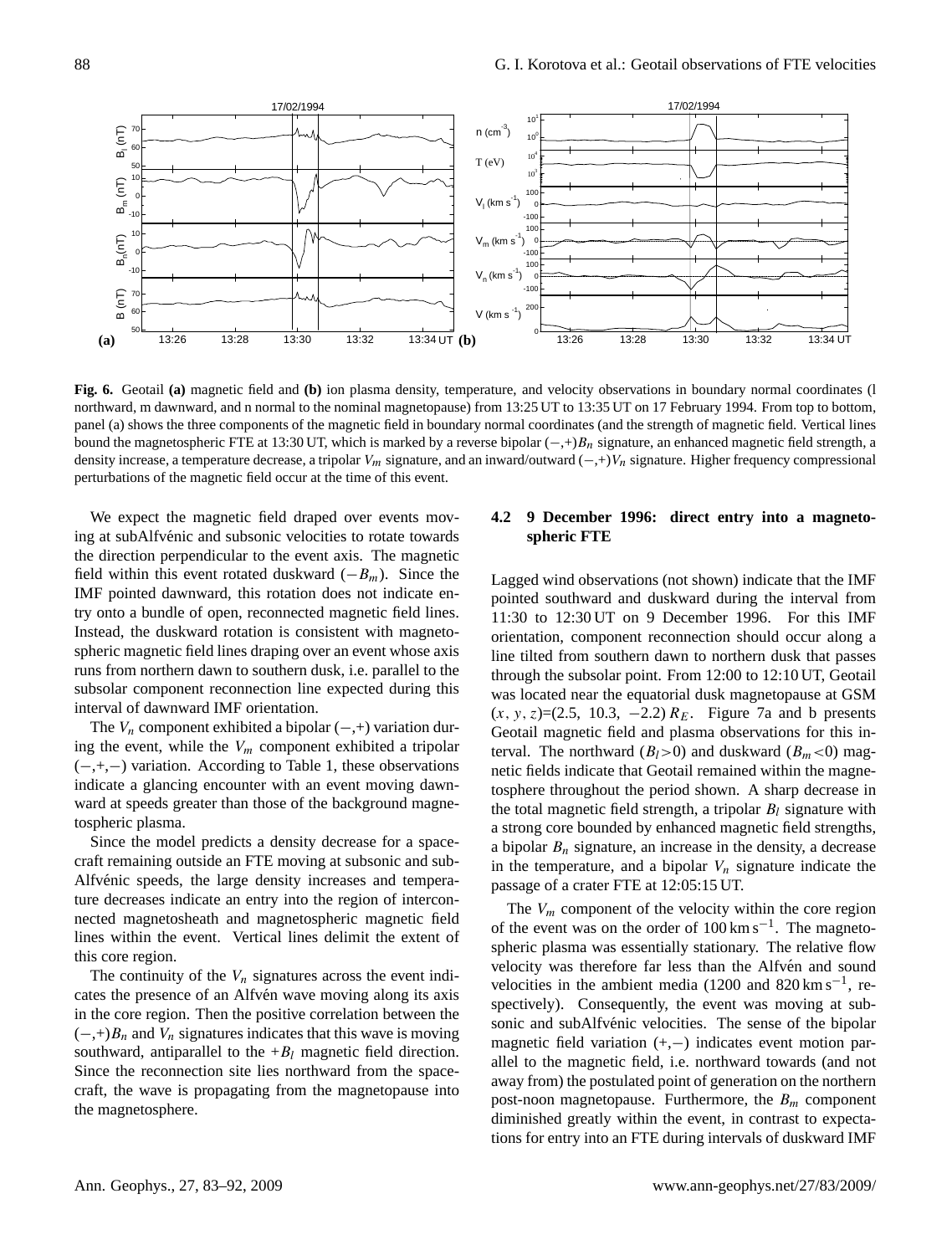**Fig. 6.** Geotail **(a)** magnetic field and **(b)** ion plasma density, temperature, and velocity observations in boundary normal coordinates (l northward, m dawnward, and n normal to the nominal magnetopause) from 13:25 UT to 13:35 UT on 17 February 1994. From top to bottom, panel (a) shows the three components of the magnetic field in boundary normal coordinates (and the strength of magnetic field. Vertical lines bound the magnetospheric FTE at 13:30 UT, which is marked by a reverse bipolar $(-,+)B_n$ signature, an enhanced magnetic field strength, a density increase, a temperature decrease, a tripolar $V_m$ signature, and an inward/outward $(-,+)V_n$ signature. Higher frequency compressional perturbations of the magnetic field occur at the time of this event.

We expect the magnetic field draped over events moving at subAlfvénic and subsonic velocities to rotate towards the direction perpendicular to the event axis. The magnetic field within this event rotated duskward $(-B_m)$. Since the IMF pointed dawnward, this rotation does not indicate entry onto a bundle of open, reconnected magnetic field lines. Instead, the duskward rotation is consistent with magnetospheric magnetic field lines draping over an event whose axis runs from northern dawn to southern dusk, i.e. parallel to the subsolar component reconnection line expected during this interval of dawnward IMF orientation.

The $V_n$ component exhibited a bipolar $(-,+)$ variation during the event, while the $V_m$ component exhibited a tripolar $(-,+,-)$ variation. According to Table 1, these observations indicate a glancing encounter with an event moving dawnward at speeds greater than those of the background magnetospheric plasma.

Since the model predicts a density decrease for a spacecraft remaining outside an FTE moving at subsonic and subAlfvénic speeds, the large density increases and temperature decreases indicate an entry into the region of interconnected magnetosheath and magnetospheric magnetic field lines within the event. Vertical lines delimit the extent of this core region.

The continuity of the $V_n$ signatures across the event indicates the presence of an Alfvén wave moving along its axis in the core region. Then the positive correlation between the $(-,+)B_n$ and $V_n$ signatures indicates that this wave is moving southward, antiparallel to the $+B_l$ magnetic field direction. Since the reconnection site lies northward from the spacecraft, the wave is propagating from the magnetopause into the magnetosphere.

### 4.2 9 December 1996: direct entry into a magnetospheric FTE

Lagged wind observations (not shown) indicate that the IMF pointed southward and duskward during the interval from 11:30 to 12:30 UT on 9 December 1996. For this IMF orientation, component reconnection should occur along a line tilted from southern dawn to northern dusk that passes through the subsolar point. From 12:00 to 12:10 UT, Geotail was located near the equatorial dusk magnetopause at GSM $(x, y, z)=(2.5, 10.3, -2.2)\,R_E$. Figure 7a and b presents Geotail magnetic field and plasma observations for this interval. The northward $(B_l>0)$ and duskward $(B_m<0)$ magnetic fields indicate that Geotail remained within the magnetosphere throughout the period shown. A sharp decrease in the total magnetic field strength, a tripolar $B_l$ signature with a strong core bounded by enhanced magnetic field strengths, a bipolar $B_n$ signature, an increase in the density, a decrease in the temperature, and a bipolar $V_n$ signature indicate the passage of a crater FTE at 12:05:15 UT.

The $V_m$ component of the velocity within the core region of the event was on the order of $100\,\mathrm{km\,s^{-1}}$. The magnetospheric plasma was essentially stationary. The relative flow velocity was therefore far less than the Alfvén and sound velocities in the ambient media (1200 and $820\,\mathrm{km\,s^{-1}}$, respectively). Consequently, the event was moving at subsonic and subAlfvénic velocities. The sense of the bipolar magnetic field variation $(+,-)$ indicates event motion parallel to the magnetic field, i.e. northward towards (and not away from) the postulated point of generation on the northern post-noon magnetopause. Furthermore, the $B_m$ component diminished greatly within the event, in contrast to expectations for entry into an FTE during intervals of duskward IMF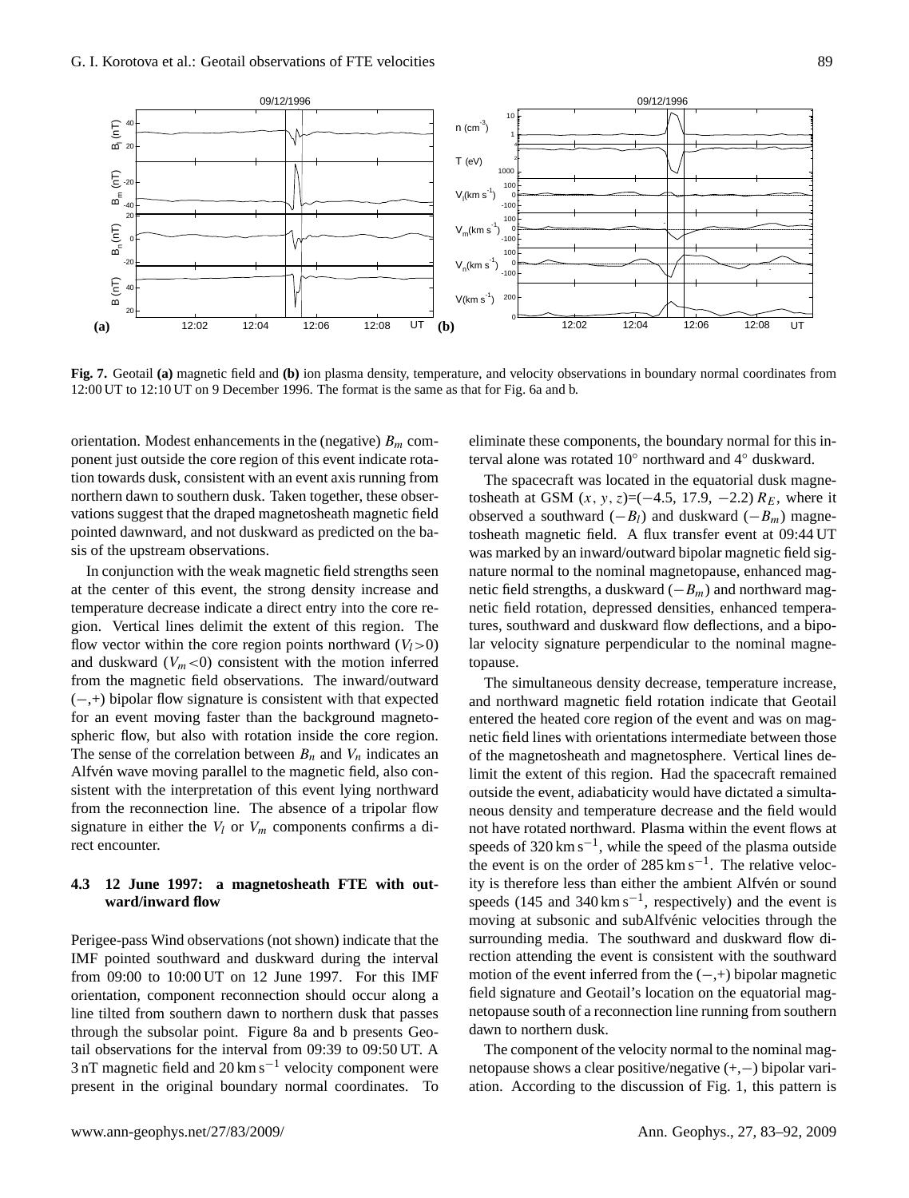**Fig. 7.** Geotail **(a)** magnetic field and **(b)** ion plasma density, temperature, and velocity observations in boundary normal coordinates from 12:00 UT to 12:10 UT on 9 December 1996. The format is the same as that for Fig. 6a and b.

orientation. Modest enhancements in the (negative) $B_m$ component just outside the core region of this event indicate rotation towards dusk, consistent with an event axis running from northern dawn to southern dusk. Taken together, these observations suggest that the draped magnetosheath magnetic field pointed dawnward, and not duskward as predicted on the basis of the upstream observations.

In conjunction with the weak magnetic field strengths seen at the center of this event, the strong density increase and temperature decrease indicate a direct entry into the core region. Vertical lines delimit the extent of this region. The flow vector within the core region points northward ($V_l>0$) and duskward ($V_m<0$) consistent with the motion inferred from the magnetic field observations. The inward/outward (−,+) bipolar flow signature is consistent with that expected for an event moving faster than the background magnetospheric flow, but also with rotation inside the core region. The sense of the correlation between $B_n$ and $V_n$ indicates an Alfvén wave moving parallel to the magnetic field, also consistent with the interpretation of this event lying northward from the reconnection line. The absence of a tripolar flow signature in either the $V_l$ or $V_m$ components confirms a direct encounter.

### 4.3 12 June 1997: a magnetosheath FTE with outward/inward flow

Perigee-pass Wind observations (not shown) indicate that the IMF pointed southward and duskward during the interval from 09:00 to 10:00 UT on 12 June 1997. For this IMF orientation, component reconnection should occur along a line tilted from southern dawn to northern dusk that passes through the subsolar point. Figure 8a and b presents Geotail observations for the interval from 09:39 to 09:50 UT. A 3 nT magnetic field and 20 km s$^{-1}$ velocity component were present in the original boundary normal coordinates. To eliminate these components, the boundary normal for this interval alone was rotated 10° northward and 4° duskward.

The spacecraft was located in the equatorial dusk magnetosheath at GSM $(x, y, z)=(-4.5, 17.9, -2.2)\,R_E$, where it observed a southward ($-B_l$) and duskward ($-B_m$) magnetosheath magnetic field. A flux transfer event at 09:44 UT was marked by an inward/outward bipolar magnetic field signature normal to the nominal magnetopause, enhanced magnetic field strengths, a duskward ($-B_m$) and northward magnetic field rotation, depressed densities, enhanced temperatures, southward and duskward flow deflections, and a bipolar velocity signature perpendicular to the nominal magnetopause.

The simultaneous density decrease, temperature increase, and northward magnetic field rotation indicate that Geotail entered the heated core region of the event and was on magnetic field lines with orientations intermediate between those of the magnetosheath and magnetosphere. Vertical lines delimit the extent of this region. Had the spacecraft remained outside the event, adiabaticity would have dictated a simultaneous density and temperature decrease and the field would not have rotated northward. Plasma within the event flows at speeds of 320 km s$^{-1}$, while the speed of the plasma outside the event is on the order of 285 km s$^{-1}$. The relative velocity is therefore less than either the ambient Alfvén or sound speeds (145 and 340 km s$^{-1}$, respectively) and the event is moving at subsonic and subAlfvénic velocities through the surrounding media. The southward and duskward flow direction attending the event is consistent with the southward motion of the event inferred from the (−,+) bipolar magnetic field signature and Geotail's location on the equatorial magnetopause south of a reconnection line running from southern dawn to northern dusk.

The component of the velocity normal to the nominal magnetopause shows a clear positive/negative (+,−) bipolar variation. According to the discussion of Fig. 1, this pattern is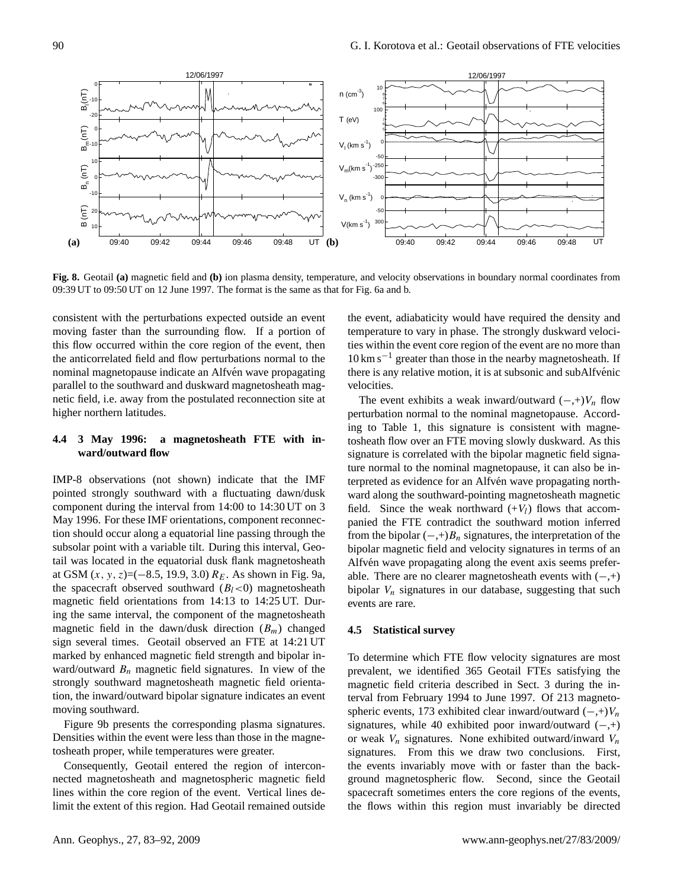**Fig. 8.** Geotail **(a)** magnetic field and **(b)** ion plasma density, temperature, and velocity observations in boundary normal coordinates from 09:39 UT to 09:50 UT on 12 June 1997. The format is the same as that for Fig. 6a and b.

consistent with the perturbations expected outside an event moving faster than the surrounding flow. If a portion of this flow occurred within the core region of the event, then the anticorrelated field and flow perturbations normal to the nominal magnetopause indicate an Alfvén wave propagating parallel to the southward and duskward magnetosheath magnetic field, i.e. away from the postulated reconnection site at higher northern latitudes.

### 4.4 3 May 1996: a magnetosheath FTE with inward/outward flow

IMP-8 observations (not shown) indicate that the IMF pointed strongly southward with a fluctuating dawn/dusk component during the interval from 14:00 to 14:30 UT on 3 May 1996. For these IMF orientations, component reconnection should occur along a equatorial line passing through the subsolar point with a variable tilt. During this interval, Geotail was located in the equatorial dusk flank magnetosheath at GSM $(x, y, z)$=(−8.5, 19.9, 3.0) $R_E$. As shown in Fig. 9a, the spacecraft observed southward ($B_l$<0) magnetosheath magnetic field orientations from 14:13 to 14:25 UT. During the same interval, the component of the magnetosheath magnetic field in the dawn/dusk direction ($B_m$) changed sign several times. Geotail observed an FTE at 14:21 UT marked by enhanced magnetic field strength and bipolar inward/outward $B_n$ magnetic field signatures. In view of the strongly southward magnetosheath magnetic field orientation, the inward/outward bipolar signature indicates an event moving southward.

Figure 9b presents the corresponding plasma signatures. Densities within the event were less than those in the magnetosheath proper, while temperatures were greater.

Consequently, Geotail entered the region of interconnected magnetosheath and magnetospheric magnetic field lines within the core region of the event. Vertical lines delimit the extent of this region. Had Geotail remained outside the event, adiabaticity would have required the density and temperature to vary in phase. The strongly duskward velocities within the event core region of the event are no more than 10 km s$^{-1}$ greater than those in the nearby magnetosheath. If there is any relative motion, it is at subsonic and subAlfvénic velocities.

The event exhibits a weak inward/outward (−,+)$V_n$ flow perturbation normal to the nominal magnetopause. According to Table 1, this signature is consistent with magnetosheath flow over an FTE moving slowly duskward. As this signature is correlated with the bipolar magnetic field signature normal to the nominal magnetopause, it can also be interpreted as evidence for an Alfvén wave propagating northward along the southward-pointing magnetosheath magnetic field. Since the weak northward (+$V_l$) flows that accompanied the FTE contradict the southward motion inferred from the bipolar (−,+)$B_n$ signatures, the interpretation of the bipolar magnetic field and velocity signatures in terms of an Alfvén wave propagating along the event axis seems preferable. There are no clearer magnetosheath events with (−,+) bipolar $V_n$ signatures in our database, suggesting that such events are rare.

### 4.5 Statistical survey

To determine which FTE flow velocity signatures are most prevalent, we identified 365 Geotail FTEs satisfying the magnetic field criteria described in Sect. 3 during the interval from February 1994 to June 1997. Of 213 magnetospheric events, 173 exhibited clear inward/outward (−,+)$V_n$ signatures, while 40 exhibited poor inward/outward (−,+) or weak $V_n$ signatures. None exhibited outward/inward $V_n$ signatures. From this we draw two conclusions. First, the events invariably move with or faster than the background magnetospheric flow. Second, since the Geotail spacecraft sometimes enters the core regions of the events, the flows within this region must invariably be directed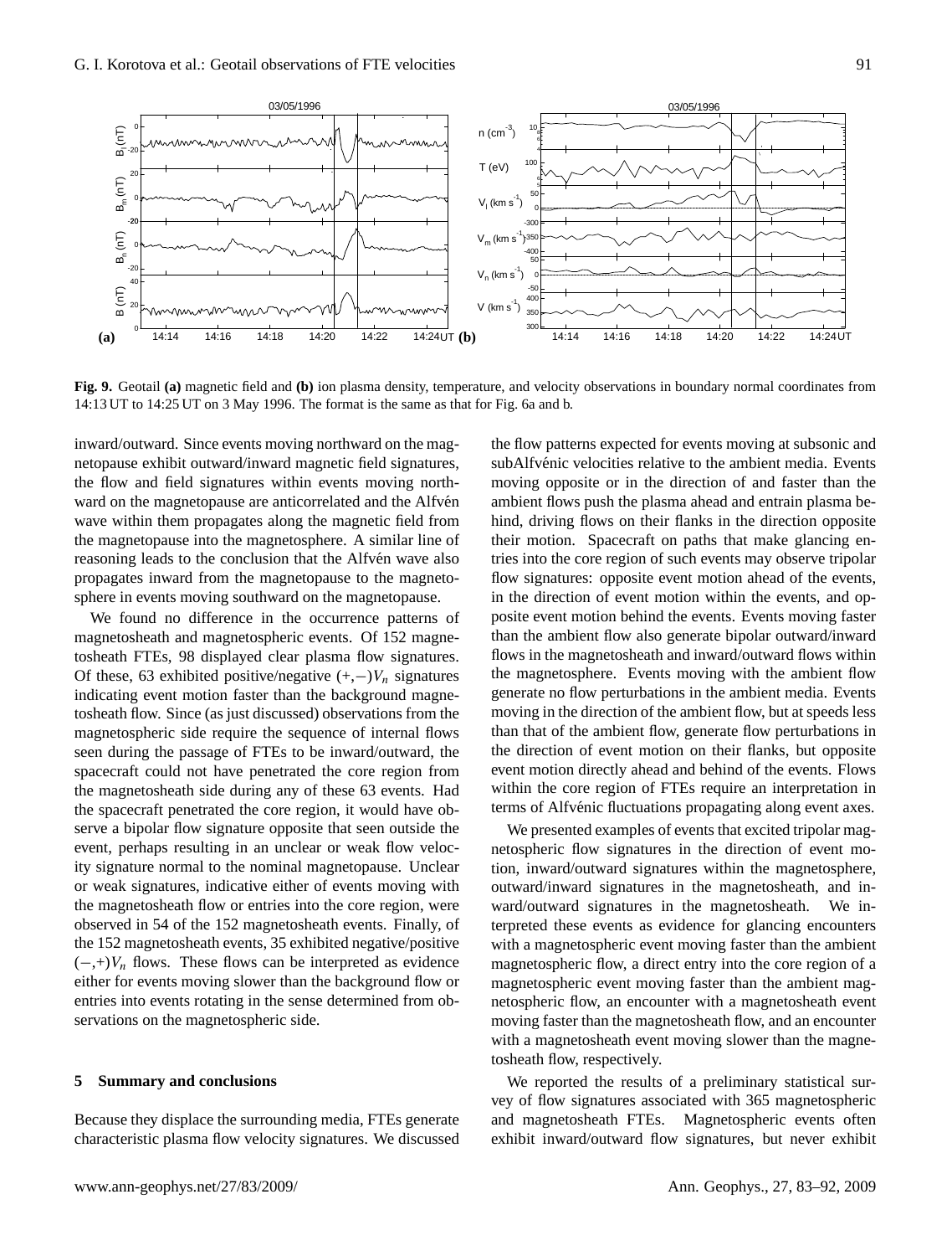03/05/1996

$B_l$ (nT)

0

-20

$B_m$ (nT)

20

0

-20

$B_n$ (nT)

0

-20

B (nT)

40

20

0

14:14 14:16 14:18 14:20 14:22 14:24UT

(a)

03/05/1996

n (cm$^{-3}$)

10

T (eV)

100

$V_l$ (km s$^{-1}$)

50

0

$V_m$ (km s$^{-1}$)

-300

-350

-400

$V_n$ (km s$^{-1}$)

50

0

-50

V (km s$^{-1}$)

400

350

300

14:14 14:16 14:18 14:20 14:22 14:24UT

(b)

**Fig. 9.** Geotail **(a)** magnetic field and **(b)** ion plasma density, temperature, and velocity observations in boundary normal coordinates from 14:13 UT to 14:25 UT on 3 May 1996. The format is the same as that for Fig. 6a and b.

inward/outward. Since events moving northward on the magnetopause exhibit outward/inward magnetic field signatures, the flow and field signatures within events moving northward on the magnetopause are anticorrelated and the Alfvén wave within them propagates along the magnetic field from the magnetopause into the magnetosphere. A similar line of reasoning leads to the conclusion that the Alfvén wave also propagates inward from the magnetopause to the magnetosphere in events moving southward on the magnetopause.

We found no difference in the occurrence patterns of magnetosheath and magnetospheric events. Of 152 magnetosheath FTEs, 98 displayed clear plasma flow signatures. Of these, 63 exhibited positive/negative $(+,-)V_n$ signatures indicating event motion faster than the background magnetosheath flow. Since (as just discussed) observations from the magnetospheric side require the sequence of internal flows seen during the passage of FTEs to be inward/outward, the spacecraft could not have penetrated the core region from the magnetosheath side during any of these 63 events. Had the spacecraft penetrated the core region, it would have observe a bipolar flow signature opposite that seen outside the event, perhaps resulting in an unclear or weak flow velocity signature normal to the nominal magnetopause. Unclear or weak signatures, indicative either of events moving with the magnetosheath flow or entries into the core region, were observed in 54 of the 152 magnetosheath events. Finally, of the 152 magnetosheath events, 35 exhibited negative/positive $(-,+)V_n$ flows. These flows can be interpreted as evidence either for events moving slower than the background flow or entries into events rotating in the sense determined from observations on the magnetospheric side.

## 5 Summary and conclusions

Because they displace the surrounding media, FTEs generate characteristic plasma flow velocity signatures. We discussed the flow patterns expected for events moving at subsonic and subAlfvénic velocities relative to the ambient media. Events moving opposite or in the direction of and faster than the ambient flows push the plasma ahead and entrain plasma behind, driving flows on their flanks in the direction opposite their motion. Spacecraft on paths that make glancing entries into the core region of such events may observe tripolar flow signatures: opposite event motion ahead of the events, in the direction of event motion within the events, and opposite event motion behind the events. Events moving faster than the ambient flow also generate bipolar outward/inward flows in the magnetosheath and inward/outward flows within the magnetosphere. Events moving with the ambient flow generate no flow perturbations in the ambient media. Events moving in the direction of the ambient flow, but at speeds less than that of the ambient flow, generate flow perturbations in the direction of event motion on their flanks, but opposite event motion directly ahead and behind of the events. Flows within the core region of FTEs require an interpretation in terms of Alfvénic fluctuations propagating along event axes.

We presented examples of events that excited tripolar magnetospheric flow signatures in the direction of event motion, inward/outward signatures within the magnetosphere, outward/inward signatures in the magnetosheath, and inward/outward signatures in the magnetosheath. We interpreted these events as evidence for glancing encounters with a magnetospheric event moving faster than the ambient magnetospheric flow, a direct entry into the core region of a magnetospheric event moving faster than the ambient magnetospheric flow, an encounter with a magnetosheath event moving faster than the magnetosheath flow, and an encounter with a magnetosheath event moving slower than the magnetosheath flow, respectively.

We reported the results of a preliminary statistical survey of flow signatures associated with 365 magnetospheric and magnetosheath FTEs. Magnetospheric events often exhibit inward/outward flow signatures, but never exhibit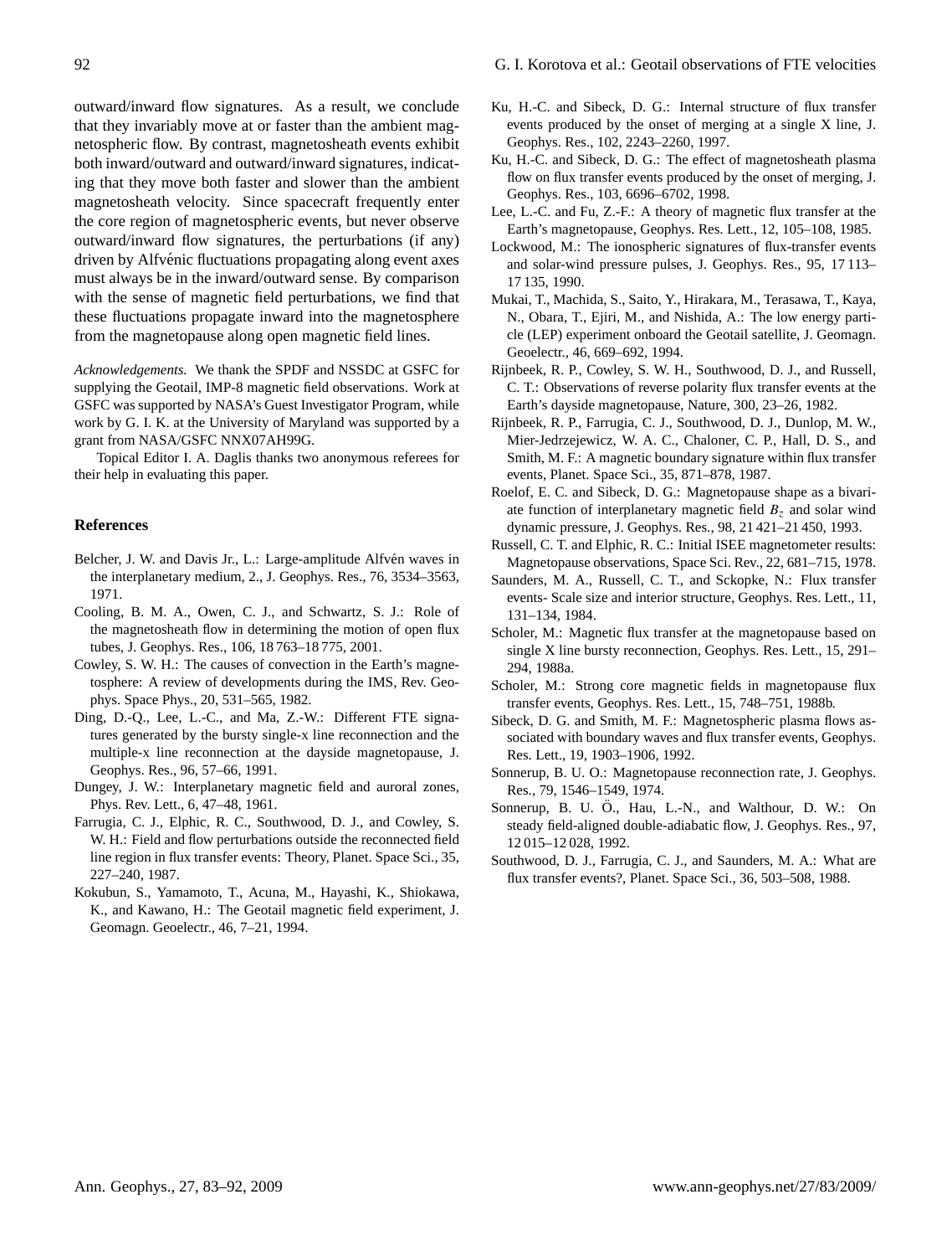outward/inward flow signatures. As a result, we conclude that they invariably move at or faster than the ambient magnetospheric flow. By contrast, magnetosheath events exhibit both inward/outward and outward/inward signatures, indicating that they move both faster and slower than the ambient magnetosheath velocity. Since spacecraft frequently enter the core region of magnetospheric events, but never observe outward/inward flow signatures, the perturbations (if any) driven by Alfvénic fluctuations propagating along event axes must always be in the inward/outward sense. By comparison with the sense of magnetic field perturbations, we find that these fluctuations propagate inward into the magnetosphere from the magnetopause along open magnetic field lines.

*Acknowledgements.* We thank the SPDF and NSSDC at GSFC for supplying the Geotail, IMP-8 magnetic field observations. Work at GSFC was supported by NASA's Guest Investigator Program, while work by G. I. K. at the University of Maryland was supported by a grant from NASA/GSFC NNX07AH99G.

Topical Editor I. A. Daglis thanks two anonymous referees for their help in evaluating this paper.

## References

Belcher, J. W. and Davis Jr., L.: Large-amplitude Alfvén waves in the interplanetary medium, 2., J. Geophys. Res., 76, 3534–3563, 1971.

Cooling, B. M. A., Owen, C. J., and Schwartz, S. J.: Role of the magnetosheath flow in determining the motion of open flux tubes, J. Geophys. Res., 106, 18 763–18 775, 2001.

Cowley, S. W. H.: The causes of convection in the Earth's magnetosphere: A review of developments during the IMS, Rev. Geophys. Space Phys., 20, 531–565, 1982.

Ding, D.-Q., Lee, L.-C., and Ma, Z.-W.: Different FTE signatures generated by the bursty single-x line reconnection and the multiple-x line reconnection at the dayside magnetopause, J. Geophys. Res., 96, 57–66, 1991.

Dungey, J. W.: Interplanetary magnetic field and auroral zones, Phys. Rev. Lett., 6, 47–48, 1961.

Farrugia, C. J., Elphic, R. C., Southwood, D. J., and Cowley, S. W. H.: Field and flow perturbations outside the reconnected field line region in flux transfer events: Theory, Planet. Space Sci., 35, 227–240, 1987.

Kokubun, S., Yamamoto, T., Acuna, M., Hayashi, K., Shiokawa, K., and Kawano, H.: The Geotail magnetic field experiment, J. Geomagn. Geoelectr., 46, 7–21, 1994.

Ku, H.-C. and Sibeck, D. G.: Internal structure of flux transfer events produced by the onset of merging at a single X line, J. Geophys. Res., 102, 2243–2260, 1997.

Ku, H.-C. and Sibeck, D. G.: The effect of magnetosheath plasma flow on flux transfer events produced by the onset of merging, J. Geophys. Res., 103, 6696–6702, 1998.

Lee, L.-C. and Fu, Z.-F.: A theory of magnetic flux transfer at the Earth's magnetopause, Geophys. Res. Lett., 12, 105–108, 1985.

Lockwood, M.: The ionospheric signatures of flux-transfer events and solar-wind pressure pulses, J. Geophys. Res., 95, 17 113–17 135, 1990.

Mukai, T., Machida, S., Saito, Y., Hirakara, M., Terasawa, T., Kaya, N., Obara, T., Ejiri, M., and Nishida, A.: The low energy particle (LEP) experiment onboard the Geotail satellite, J. Geomagn. Geoelectr., 46, 669–692, 1994.

Rijnbeek, R. P., Cowley, S. W. H., Southwood, D. J., and Russell, C. T.: Observations of reverse polarity flux transfer events at the Earth's dayside magnetopause, Nature, 300, 23–26, 1982.

Rijnbeek, R. P., Farrugia, C. J., Southwood, D. J., Dunlop, M. W., Mier-Jedrzejewicz, W. A. C., Chaloner, C. P., Hall, D. S., and Smith, M. F.: A magnetic boundary signature within flux transfer events, Planet. Space Sci., 35, 871–878, 1987.

Roelof, E. C. and Sibeck, D. G.: Magnetopause shape as a bivariate function of interplanetary magnetic field $B_z$ and solar wind dynamic pressure, J. Geophys. Res., 98, 21 421–21 450, 1993.

Russell, C. T. and Elphic, R. C.: Initial ISEE magnetometer results: Magnetopause observations, Space Sci. Rev., 22, 681–715, 1978.

Saunders, M. A., Russell, C. T., and Sckopke, N.: Flux transfer events- Scale size and interior structure, Geophys. Res. Lett., 11, 131–134, 1984.

Scholer, M.: Magnetic flux transfer at the magnetopause based on single X line bursty reconnection, Geophys. Res. Lett., 15, 291–294, 1988a.

Scholer, M.: Strong core magnetic fields in magnetopause flux transfer events, Geophys. Res. Lett., 15, 748–751, 1988b.

Sibeck, D. G. and Smith, M. F.: Magnetospheric plasma flows associated with boundary waves and flux transfer events, Geophys. Res. Lett., 19, 1903–1906, 1992.

Sonnerup, B. U. O.: Magnetopause reconnection rate, J. Geophys. Res., 79, 1546–1549, 1974.

Sonnerup, B. U. Ö., Hau, L.-N., and Walthour, D. W.: On steady field-aligned double-adiabatic flow, J. Geophys. Res., 97, 12 015–12 028, 1992.

Southwood, D. J., Farrugia, C. J., and Saunders, M. A.: What are flux transfer events?, Planet. Space Sci., 36, 503–508, 1988.